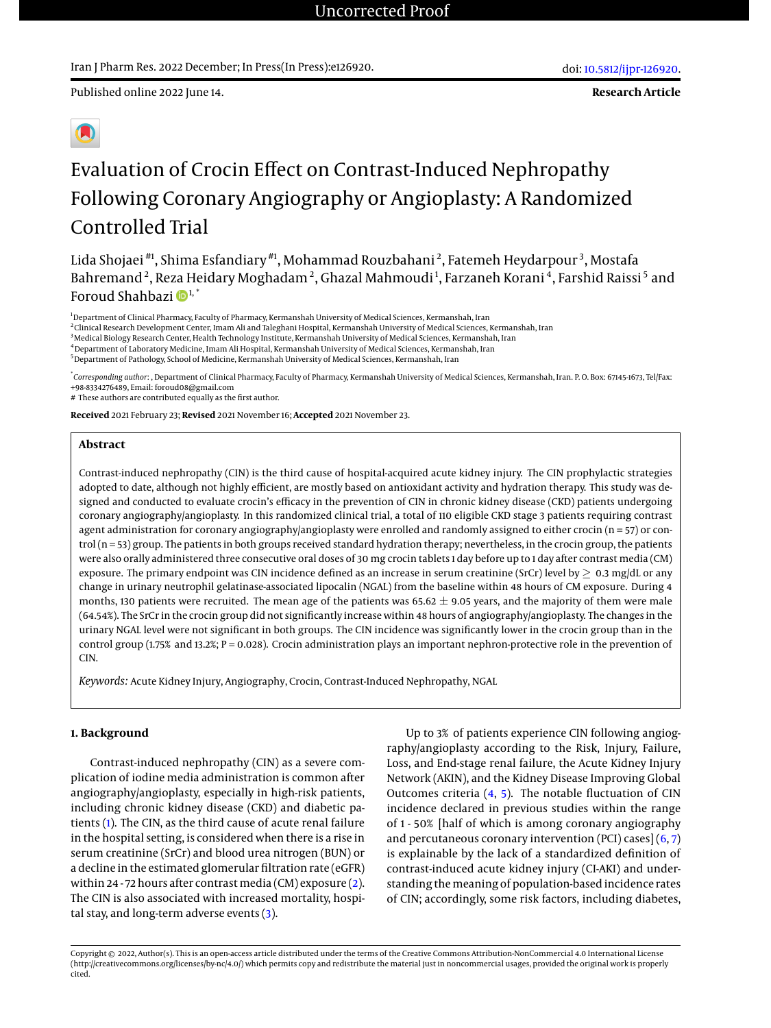Uncorrected Proof

Iran J Pharm Res. 2022 December; In Press(In Press):e126920.

doi: 10.5812/ijpr-126920.

Published online 2022 June 14.

**Research Article**

# Evaluation of Crocin Effect on Contrast-Induced Nephropathy Following Coronary Angiography or Angioplasty: A Randomized Controlled Trial

Lida Shojaei [#1], Shima Esfandiary [#1], Mohammad Rouzbahani [2], Fatemeh Heydarpour [3], Mostafa Bahremand [2], Reza Heidary Moghadam [2], Ghazal Mahmoudi [1], Farzaneh Korani [4], Farshid Raissi [5] and Foroud Shahbazi [1,*]

[1] Department of Clinical Pharmacy, Faculty of Pharmacy, Kermanshah University of Medical Sciences, Kermanshah, Iran
[2] Clinical Research Development Center, Imam Ali and Taleghani Hospital, Kermanshah University of Medical Sciences, Kermanshah, Iran
[3] Medical Biology Research Center, Health Technology Institute, Kermanshah University of Medical Sciences, Kermanshah, Iran
[4] Department of Laboratory Medicine, Imam Ali Hospital, Kermanshah University of Medical Sciences, Kermanshah, Iran
[5] Department of Pathology, School of Medicine, Kermanshah University of Medical Sciences, Kermanshah, Iran

[*] *Corresponding author*: , Department of Clinical Pharmacy, Faculty of Pharmacy, Kermanshah University of Medical Sciences, Kermanshah, Iran. P. O. Box: 67145-1673, Tel/Fax: +98-8334276489, Email: foroud08@gmail.com
# These authors are contributed equally as the first author.

**Received** 2021 February 23; **Revised** 2021 November 16; **Accepted** 2021 November 23.

## Abstract

Contrast-induced nephropathy (CIN) is the third cause of hospital-acquired acute kidney injury. The CIN prophylactic strategies adopted to date, although not highly efficient, are mostly based on antioxidant activity and hydration therapy. This study was designed and conducted to evaluate crocin's efficacy in the prevention of CIN in chronic kidney disease (CKD) patients undergoing coronary angiography/angioplasty. In this randomized clinical trial, a total of 110 eligible CKD stage 3 patients requiring contrast agent administration for coronary angiography/angioplasty were enrolled and randomly assigned to either crocin (n = 57) or control (n = 53) group. The patients in both groups received standard hydration therapy; nevertheless, in the crocin group, the patients were also orally administered three consecutive oral doses of 30 mg crocin tablets 1 day before up to 1 day after contrast media (CM) exposure. The primary endpoint was CIN incidence defined as an increase in serum creatinine (SrCr) level by $\geq$ 0.3 mg/dL or any change in urinary neutrophil gelatinase-associated lipocalin (NGAL) from the baseline within 48 hours of CM exposure. During 4 months, 130 patients were recruited. The mean age of the patients was 65.62 $\pm$ 9.05 years, and the majority of them were male (64.54%). The SrCr in the crocin group did not significantly increase within 48 hours of angiography/angioplasty. The changes in the urinary NGAL level were not significant in both groups. The CIN incidence was significantly lower in the crocin group than in the control group (1.75% and 13.2%; P = 0.028). Crocin administration plays an important nephron-protective role in the prevention of CIN.

*Keywords:* Acute Kidney Injury, Angiography, Crocin, Contrast-Induced Nephropathy, NGAL

## 1. Background

Contrast-induced nephropathy (CIN) as a severe complication of iodine media administration is common after angiography/angioplasty, especially in high-risk patients, including chronic kidney disease (CKD) and diabetic patients (1). The CIN, as the third cause of acute renal failure in the hospital setting, is considered when there is a rise in serum creatinine (SrCr) and blood urea nitrogen (BUN) or a decline in the estimated glomerular filtration rate (eGFR) within 24 - 72 hours after contrast media (CM) exposure (2). The CIN is also associated with increased mortality, hospital stay, and long-term adverse events (3).

Up to 3% of patients experience CIN following angiography/angioplasty according to the Risk, Injury, Failure, Loss, and End-stage renal failure, the Acute Kidney Injury Network (AKIN), and the Kidney Disease Improving Global Outcomes criteria (4, 5). The notable fluctuation of CIN incidence declared in previous studies within the range of 1 - 50% [half of which is among coronary angiography and percutaneous coronary intervention (PCI) cases] (6, 7) is explainable by the lack of a standardized definition of contrast-induced acute kidney injury (CI-AKI) and understanding the meaning of population-based incidence rates of CIN; accordingly, some risk factors, including diabetes,

Copyright © 2022, Author(s). This is an open-access article distributed under the terms of the Creative Commons Attribution-NonCommercial 4.0 International License (http://creativecommons.org/licenses/by-nc/4.0/) which permits copy and redistribute the material just in noncommercial usages, provided the original work is properly cited.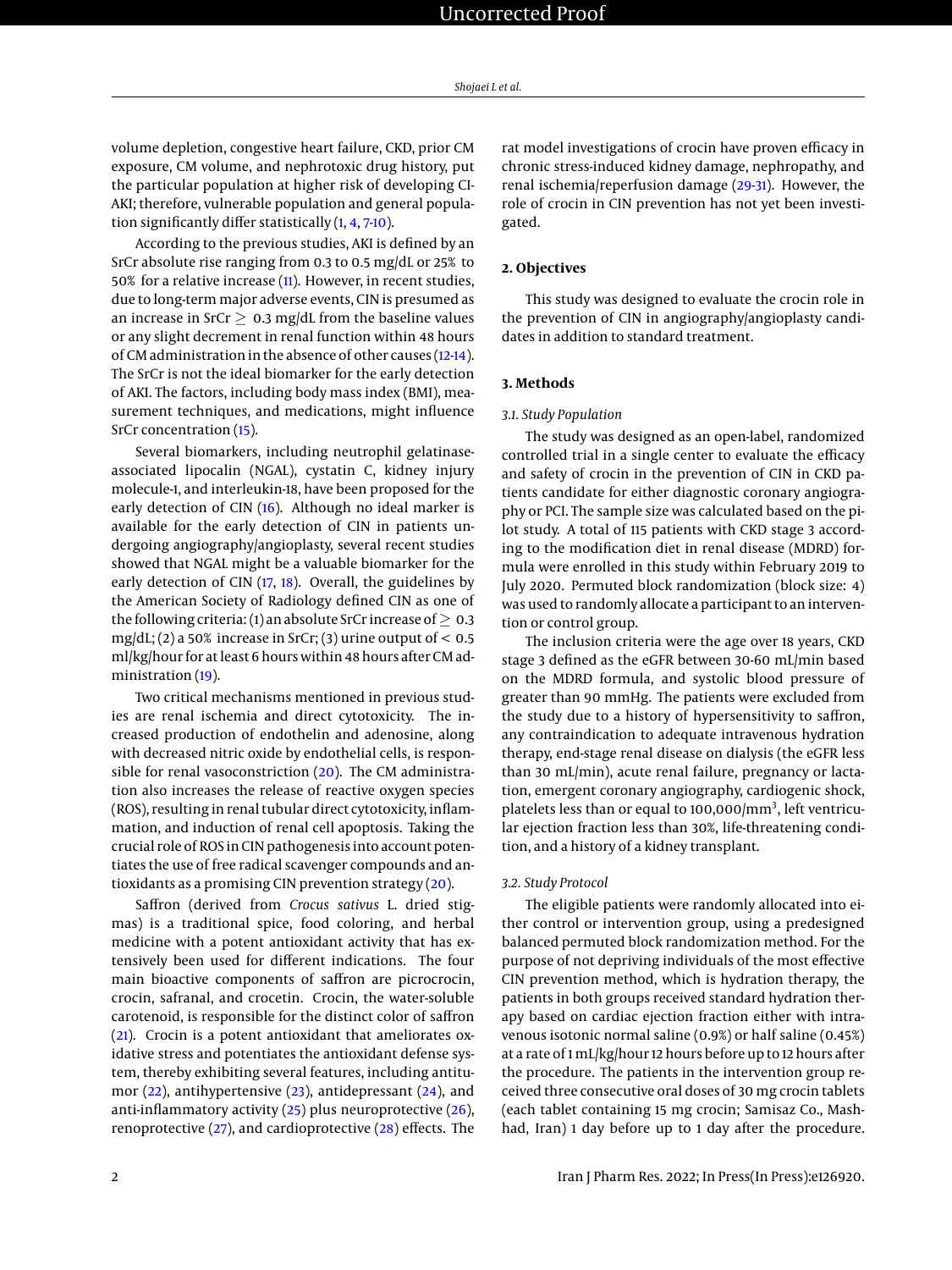volume depletion, congestive heart failure, CKD, prior CM exposure, CM volume, and nephrotoxic drug history, put the particular population at higher risk of developing CI-AKI; therefore, vulnerable population and general population significantly differ statistically (1, 4, 7-10).

According to the previous studies, AKI is defined by an SrCr absolute rise ranging from 0.3 to 0.5 mg/dL or 25% to 50% for a relative increase (11). However, in recent studies, due to long-term major adverse events, CIN is presumed as an increase in SrCr $\geq$ 0.3 mg/dL from the baseline values or any slight decrement in renal function within 48 hours of CM administration in the absence of other causes (12-14). The SrCr is not the ideal biomarker for the early detection of AKI. The factors, including body mass index (BMI), measurement techniques, and medications, might influence SrCr concentration (15).

Several biomarkers, including neutrophil gelatinase-associated lipocalin (NGAL), cystatin C, kidney injury molecule-1, and interleukin-18, have been proposed for the early detection of CIN (16). Although no ideal marker is available for the early detection of CIN in patients undergoing angiography/angioplasty, several recent studies showed that NGAL might be a valuable biomarker for the early detection of CIN (17, 18). Overall, the guidelines by the American Society of Radiology defined CIN as one of the following criteria: (1) an absolute SrCr increase of $\geq$ 0.3 mg/dL; (2) a 50% increase in SrCr; (3) urine output of < 0.5 ml/kg/hour for at least 6 hours within 48 hours after CM administration (19).

Two critical mechanisms mentioned in previous studies are renal ischemia and direct cytotoxicity. The increased production of endothelin and adenosine, along with decreased nitric oxide by endothelial cells, is responsible for renal vasoconstriction (20). The CM administration also increases the release of reactive oxygen species (ROS), resulting in renal tubular direct cytotoxicity, inflammation, and induction of renal cell apoptosis. Taking the crucial role of ROS in CIN pathogenesis into account potentiates the use of free radical scavenger compounds and antioxidants as a promising CIN prevention strategy (20).

Saffron (derived from *Crocus sativus* L. dried stigmas) is a traditional spice, food coloring, and herbal medicine with a potent antioxidant activity that has extensively been used for different indications. The four main bioactive components of saffron are picrocrocin, crocin, safranal, and crocetin. Crocin, the water-soluble carotenoid, is responsible for the distinct color of saffron (21). Crocin is a potent antioxidant that ameliorates oxidative stress and potentiates the antioxidant defense system, thereby exhibiting several features, including antitumor (22), antihypertensive (23), antidepressant (24), and anti-inflammatory activity (25) plus neuroprotective (26), renoprotective (27), and cardioprotective (28) effects. The rat model investigations of crocin have proven efficacy in chronic stress-induced kidney damage, nephropathy, and renal ischemia/reperfusion damage (29-31). However, the role of crocin in CIN prevention has not yet been investigated.

## 2. Objectives

This study was designed to evaluate the crocin role in the prevention of CIN in angiography/angioplasty candidates in addition to standard treatment.

## 3. Methods

### 3.1. Study Population

The study was designed as an open-label, randomized controlled trial in a single center to evaluate the efficacy and safety of crocin in the prevention of CIN in CKD patients candidate for either diagnostic coronary angiography or PCI. The sample size was calculated based on the pilot study. A total of 115 patients with CKD stage 3 according to the modification diet in renal disease (MDRD) formula were enrolled in this study within February 2019 to July 2020. Permuted block randomization (block size: 4) was used to randomly allocate a participant to an intervention or control group.

The inclusion criteria were the age over 18 years, CKD stage 3 defined as the eGFR between 30-60 mL/min based on the MDRD formula, and systolic blood pressure of greater than 90 mmHg. The patients were excluded from the study due to a history of hypersensitivity to saffron, any contraindication to adequate intravenous hydration therapy, end-stage renal disease on dialysis (the eGFR less than 30 mL/min), acute renal failure, pregnancy or lactation, emergent coronary angiography, cardiogenic shock, platelets less than or equal to 100,000/mm$^3$, left ventricular ejection fraction less than 30%, life-threatening condition, and a history of a kidney transplant.

### 3.2. Study Protocol

The eligible patients were randomly allocated into either control or intervention group, using a predesigned balanced permuted block randomization method. For the purpose of not depriving individuals of the most effective CIN prevention method, which is hydration therapy, the patients in both groups received standard hydration therapy based on cardiac ejection fraction either with intravenous isotonic normal saline (0.9%) or half saline (0.45%) at a rate of 1 mL/kg/hour 12 hours before up to 12 hours after the procedure. The patients in the intervention group received three consecutive oral doses of 30 mg crocin tablets (each tablet containing 15 mg crocin; Samisaz Co., Mashhad, Iran) 1 day before up to 1 day after the procedure.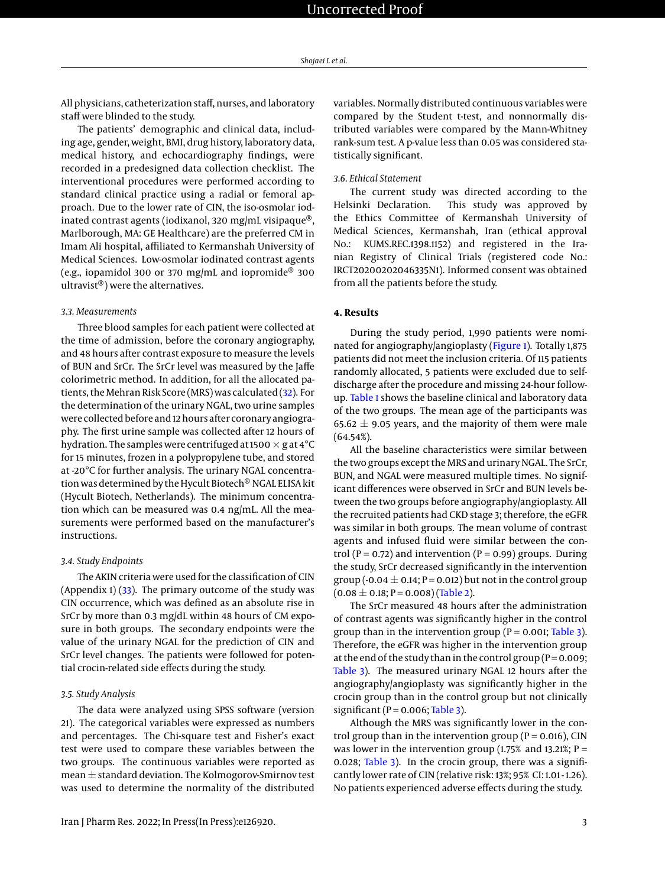All physicians, catheterization staff, nurses, and laboratory staff were blinded to the study.

The patients' demographic and clinical data, including age, gender, weight, BMI, drug history, laboratory data, medical history, and echocardiography findings, were recorded in a predesigned data collection checklist. The interventional procedures were performed according to standard clinical practice using a radial or femoral approach. Due to the lower rate of CIN, the iso-osmolar iodinated contrast agents (iodixanol, 320 mg/mL visipaque®, Marlborough, MA: GE Healthcare) are the preferred CM in Imam Ali hospital, affiliated to Kermanshah University of Medical Sciences. Low-osmolar iodinated contrast agents (e.g., iopamidol 300 or 370 mg/mL and iopromide® 300 ultravist®) were the alternatives.

### 3.3. Measurements

Three blood samples for each patient were collected at the time of admission, before the coronary angiography, and 48 hours after contrast exposure to measure the levels of BUN and SrCr. The SrCr level was measured by the Jaffe colorimetric method. In addition, for all the allocated patients, the Mehran Risk Score (MRS) was calculated (32). For the determination of the urinary NGAL, two urine samples were collected before and 12 hours after coronary angiography. The first urine sample was collected after 12 hours of hydration. The samples were centrifuged at 1500 × g at 4°C for 15 minutes, frozen in a polypropylene tube, and stored at -20°C for further analysis. The urinary NGAL concentration was determined by the Hycult Biotech® NGAL ELISA kit (Hycult Biotech, Netherlands). The minimum concentration which can be measured was 0.4 ng/mL. All the measurements were performed based on the manufacturer's instructions.

### 3.4. Study Endpoints

The AKIN criteria were used for the classification of CIN (Appendix 1) (33). The primary outcome of the study was CIN occurrence, which was defined as an absolute rise in SrCr by more than 0.3 mg/dL within 48 hours of CM exposure in both groups. The secondary endpoints were the value of the urinary NGAL for the prediction of CIN and SrCr level changes. The patients were followed for potential crocin-related side effects during the study.

### 3.5. Study Analysis

The data were analyzed using SPSS software (version 21). The categorical variables were expressed as numbers and percentages. The Chi-square test and Fisher's exact test were used to compare these variables between the two groups. The continuous variables were reported as mean ± standard deviation. The Kolmogorov-Smirnov test was used to determine the normality of the distributed variables. Normally distributed continuous variables were compared by the Student t-test, and nonnormally distributed variables were compared by the Mann-Whitney rank-sum test. A p-value less than 0.05 was considered statistically significant.

### 3.6. Ethical Statement

The current study was directed according to the Helsinki Declaration. This study was approved by the Ethics Committee of Kermanshah University of Medical Sciences, Kermanshah, Iran (ethical approval No.: KUMS.REC.1398.1152) and registered in the Iranian Registry of Clinical Trials (registered code No.: IRCT20200202046335N1). Informed consent was obtained from all the patients before the study.

## 4. Results

During the study period, 1,990 patients were nominated for angiography/angioplasty (Figure 1). Totally 1,875 patients did not meet the inclusion criteria. Of 115 patients randomly allocated, 5 patients were excluded due to self-discharge after the procedure and missing 24-hour follow-up. Table 1 shows the baseline clinical and laboratory data of the two groups. The mean age of the participants was 65.62 ± 9.05 years, and the majority of them were male (64.54%).

All the baseline characteristics were similar between the two groups except the MRS and urinary NGAL. The SrCr, BUN, and NGAL were measured multiple times. No significant differences were observed in SrCr and BUN levels between the two groups before angiography/angioplasty. All the recruited patients had CKD stage 3; therefore, the eGFR was similar in both groups. The mean volume of contrast agents and infused fluid were similar between the control (P = 0.72) and intervention (P = 0.99) groups. During the study, SrCr decreased significantly in the intervention group (-0.04 ± 0.14; P = 0.012) but not in the control group (0.08 ± 0.18; P = 0.008) (Table 2).

The SrCr measured 48 hours after the administration of contrast agents was significantly higher in the control group than in the intervention group (P = 0.001; Table 3). Therefore, the eGFR was higher in the intervention group at the end of the study than in the control group (P = 0.009; Table 3). The measured urinary NGAL 12 hours after the angiography/angioplasty was significantly higher in the crocin group than in the control group but not clinically significant (P = 0.006; Table 3).

Although the MRS was significantly lower in the control group than in the intervention group (P = 0.016), CIN was lower in the intervention group (1.75% and 13.21%; P = 0.028; Table 3). In the crocin group, there was a significantly lower rate of CIN (relative risk: 13%; 95% CI: 1.01 - 1.26). No patients experienced adverse effects during the study.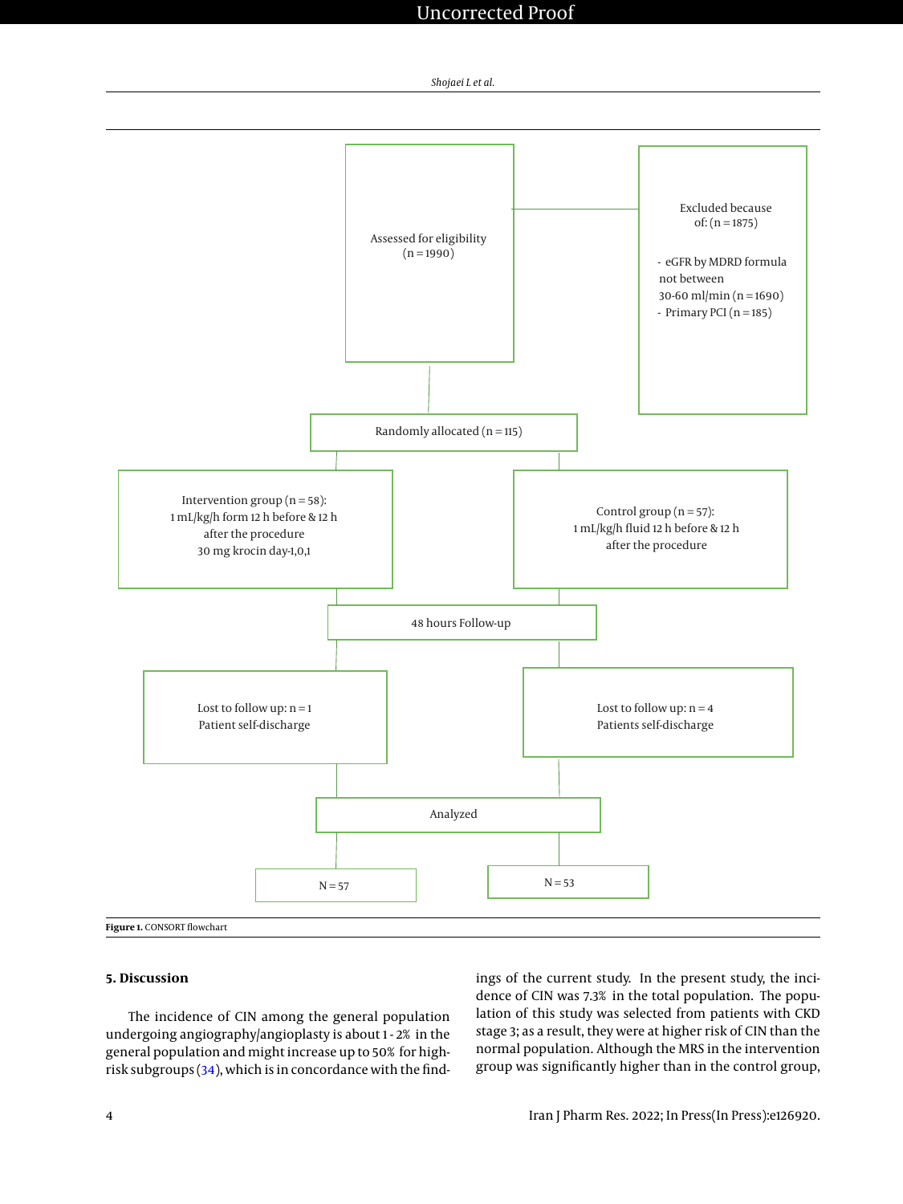Assessed for eligibility (n = 1990)

Excluded because of: (n = 1875)

- eGFR by MDRD formula not between 30-60 ml/min (n = 1690)
- Primary PCI (n = 185)

Randomly allocated (n = 115)

Intervention group (n = 58): 1 mL/kg/h form 12 h before & 12 h after the procedure 30 mg krocin day-1,0,1

Control group (n = 57): 1 mL/kg/h fluid 12 h before & 12 h after the procedure

48 hours Follow-up

Lost to follow up: n = 1 Patient self-discharge

Lost to follow up: n = 4 Patients self-discharge

Analyzed

N = 57

N = 53

**Figure 1.** CONSORT flowchart

## 5. Discussion

The incidence of CIN among the general population undergoing angiography/angioplasty is about 1 - 2% in the general population and might increase up to 50% for high-risk subgroups (34), which is in concordance with the findings of the current study. In the present study, the incidence of CIN was 7.3% in the total population. The population of this study was selected from patients with CKD stage 3; as a result, they were at higher risk of CIN than the normal population. Although the MRS in the intervention group was significantly higher than in the control group,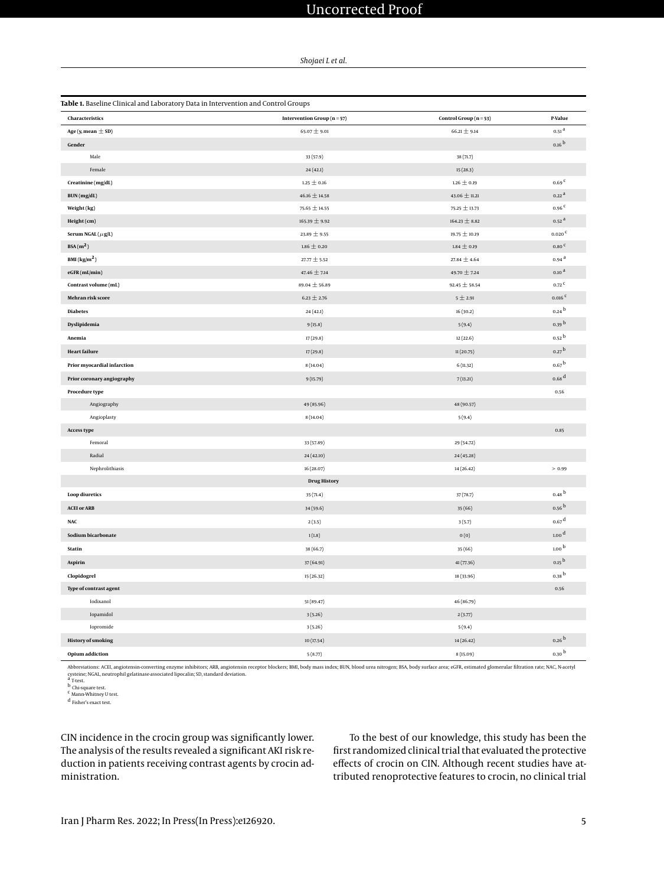**Table 1.** Baseline Clinical and Laboratory Data in Intervention and Control Groups

| Characteristics | Intervention Group (n = 57) | Control Group (n = 53) | P-Value |
|---|---|---|---|
| Age (y, mean ± SD) | 65.07 ± 9.01 | 66.21 ± 9.14 | 0.51 [a] |
| Gender | | | 0.16 [b] |
| Male | 33 (57.9) | 38 (71.7) | |
| Female | 24 (42.1) | 15 (28.3) | |
| Creatinine (mg/dL) | 1.25 ± 0.16 | 1.26 ± 0.19 | 0.69 [c] |
| BUN (mg/dL) | 46.16 ± 14.58 | 43.06 ± 11.21 | 0.22 [a] |
| Weight (kg) | 75.65 ± 14.55 | 75.25 ± 13.73 | 0.96 [c] |
| Height (cm) | 165.39 ± 9.92 | 164.23 ± 8.82 | 0.52 [a] |
| Serum NGAL ($\mu$g/L) | 23.89 ± 9.55 | 19.75 ± 10.19 | 0.020 [c] |
| BSA ($m^2$) | 1.86 ± 0.20 | 1.84 ± 0.19 | 0.80 [c] |
| BMI ($kg/m^2$) | 27.77 ± 5.52 | 27.84 ± 4.64 | 0.94 [a] |
| eGFR (mL/min) | 47.46 ± 7.14 | 49.70 ± 7.24 | 0.10 [a] |
| Contrast volume (mL) | 89.04 ± 56.89 | 92.45 ± 58.54 | 0.72 [c] |
| Mehran risk score | 6.23 ± 2.76 | 5 ± 2.91 | 0.016 [c] |
| Diabetes | 24 (42.1) | 16 (30.2) | 0.24 [b] |
| Dyslipidemia | 9 (15.8) | 5 (9.4) | 0.39 [b] |
| Anemia | 17 (29.8) | 12 (22.6) | 0.52 [b] |
| Heart failure | 17 (29.8) | 11 (20.75) | 0.27 [b] |
| Prior myocardial infarction | 8 (14.04) | 6 (11.32) | 0.67 [b] |
| Prior coronary angiography | 9 (15.79) | 7 (13.21) | 0.68 [d] |
| Procedure type | | | 0.56 |
| Angiography | 49 (85.96) | 48 (90.57) | |
| Angioplasty | 8 (14.04) | 5 (9.4) | |
| Access type | | | 0.85 |
| Femoral | 33 (57.89) | 29 (54.72) | |
| Radial | 24 (42.10) | 24 (45.28) | |
| Nephrolithiasis | 16 (28.07) | 14 (26.42) | > 0.99 |
| **Drug History** | | | |
| Loop diuretics | 35 (71.4) | 37 (78.7) | 0.48 [b] |
| ACEI or ARB | 34 (59.6) | 35 (66) | 0.56 [b] |
| NAC | 2 (3.5) | 3 (5.7) | 0.67 [d] |
| Sodium bicarbonate | 1 (1.8) | 0 (0) | 1.00 [d] |
| Statin | 38 (66.7) | 35 (66) | 1.00 [b] |
| Aspirin | 37 (64.91) | 41 (77.36) | 0.15 [b] |
| Clopidogrel | 15 (26.32) | 18 (33.96) | 0.38 [b] |
| Type of contrast agent | | | 0.56 |
| Iodixanol | 51 (89.47) | 46 (86.79) | |
| Iopamidol | 3 (5.26) | 2 (3.77) | |
| Iopromide | 3 (5.26) | 5 (9.4) | |
| History of smoking | 10 (17.54) | 14 (26.42) | 0.26 [b] |
| Opium addiction | 5 (8.77) | 8 (15.09) | 0.30 [b] |

Abbreviations: ACEI, angiotensin-converting enzyme inhibitors; ARB, angiotensin receptor blockers; BMI, body mass index; BUN, blood urea nitrogen; BSA, body surface area; eGFR, estimated glomerular filtration rate; NAC, N-acetyl cysteine; NGAL, neutrophil gelatinase-associated lipocalin; SD, standard deviation.

[a] T-test.

[b] Chi-square test.

[c] Mann-Whitney U test.

[d] Fisher's exact test.

CIN incidence in the crocin group was significantly lower. The analysis of the results revealed a significant AKI risk reduction in patients receiving contrast agents by crocin administration.

To the best of our knowledge, this study has been the first randomized clinical trial that evaluated the protective effects of crocin on CIN. Although recent studies have attributed renoprotective features to crocin, no clinical trial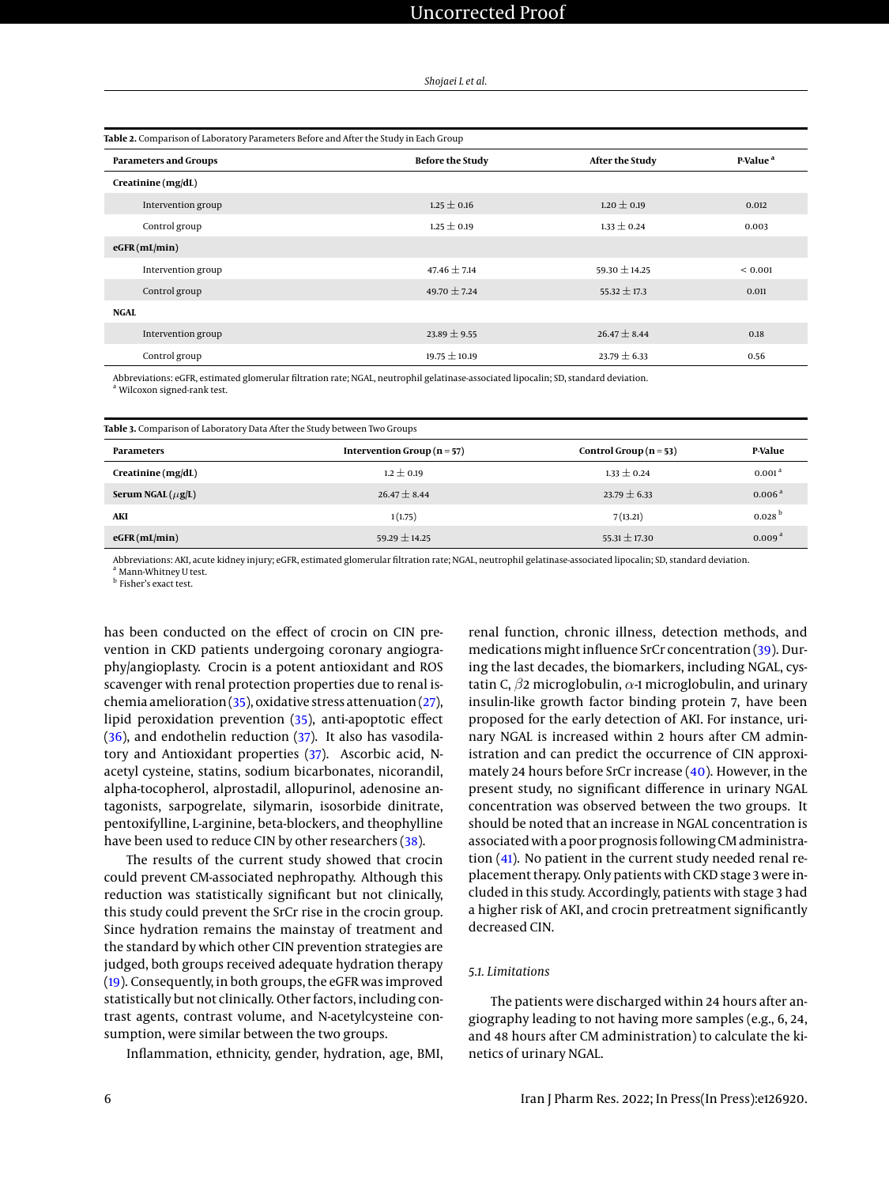**Table 2.** Comparison of Laboratory Parameters Before and After the Study in Each Group

| Parameters and Groups | Before the Study | After the Study | P-Value [a] |
|---|---|---|---|
| **Creatinine (mg/dL)** | | | |
| Intervention group | 1.25 ± 0.16 | 1.20 ± 0.19 | 0.012 |
| Control group | 1.25 ± 0.19 | 1.33 ± 0.24 | 0.003 |
| **eGFR (mL/min)** | | | |
| Intervention group | 47.46 ± 7.14 | 59.30 ± 14.25 | < 0.001 |
| Control group | 49.70 ± 7.24 | 55.32 ± 17.3 | 0.011 |
| **NGAL** | | | |
| Intervention group | 23.89 ± 9.55 | 26.47 ± 8.44 | 0.18 |
| Control group | 19.75 ± 10.19 | 23.79 ± 6.33 | 0.56 |

Abbreviations: eGFR, estimated glomerular filtration rate; NGAL, neutrophil gelatinase-associated lipocalin; SD, standard deviation.
[a] Wilcoxon signed-rank test.

**Table 3.** Comparison of Laboratory Data After the Study between Two Groups

| Parameters | Intervention Group (n = 57) | Control Group (n = 53) | P-Value |
|---|---|---|---|
| **Creatinine (mg/dL)** | 1.2 ± 0.19 | 1.33 ± 0.24 | 0.001 [a] |
| **Serum NGAL ($\mu$g/L)** | 26.47 ± 8.44 | 23.79 ± 6.33 | 0.006 [a] |
| **AKI** | 1 (1.75) | 7 (13.21) | 0.028 [b] |
| **eGFR (mL/min)** | 59.29 ± 14.25 | 55.31 ± 17.30 | 0.009 [a] |

Abbreviations: AKI, acute kidney injury; eGFR, estimated glomerular filtration rate; NGAL, neutrophil gelatinase-associated lipocalin; SD, standard deviation.
[a] Mann-Whitney U test.
[b] Fisher's exact test.

has been conducted on the effect of crocin on CIN prevention in CKD patients undergoing coronary angiography/angioplasty. Crocin is a potent antioxidant and ROS scavenger with renal protection properties due to renal ischemia amelioration (35), oxidative stress attenuation (27), lipid peroxidation prevention (35), anti-apoptotic effect (36), and endothelin reduction (37). It also has vasodilatory and Antioxidant properties (37). Ascorbic acid, N-acetyl cysteine, statins, sodium bicarbonates, nicorandil, alpha-tocopherol, alprostadil, allopurinol, adenosine antagonists, sarpogrelate, silymarin, isosorbide dinitrate, pentoxifylline, L-arginine, beta-blockers, and theophylline have been used to reduce CIN by other researchers (38).

The results of the current study showed that crocin could prevent CM-associated nephropathy. Although this reduction was statistically significant but not clinically, this study could prevent the SrCr rise in the crocin group. Since hydration remains the mainstay of treatment and the standard by which other CIN prevention strategies are judged, both groups received adequate hydration therapy (19). Consequently, in both groups, the eGFR was improved statistically but not clinically. Other factors, including contrast agents, contrast volume, and N-acetylcysteine consumption, were similar between the two groups.

Inflammation, ethnicity, gender, hydration, age, BMI, renal function, chronic illness, detection methods, and medications might influence SrCr concentration (39). During the last decades, the biomarkers, including NGAL, cystatin C, $\beta$2 microglobulin, $\alpha$-1 microglobulin, and urinary insulin-like growth factor binding protein 7, have been proposed for the early detection of AKI. For instance, urinary NGAL is increased within 2 hours after CM administration and can predict the occurrence of CIN approximately 24 hours before SrCr increase (40). However, in the present study, no significant difference in urinary NGAL concentration was observed between the two groups. It should be noted that an increase in NGAL concentration is associated with a poor prognosis following CM administration (41). No patient in the current study needed renal replacement therapy. Only patients with CKD stage 3 were included in this study. Accordingly, patients with stage 3 had a higher risk of AKI, and crocin pretreatment significantly decreased CIN.

### 5.1. Limitations

The patients were discharged within 24 hours after angiography leading to not having more samples (e.g., 6, 24, and 48 hours after CM administration) to calculate the kinetics of urinary NGAL.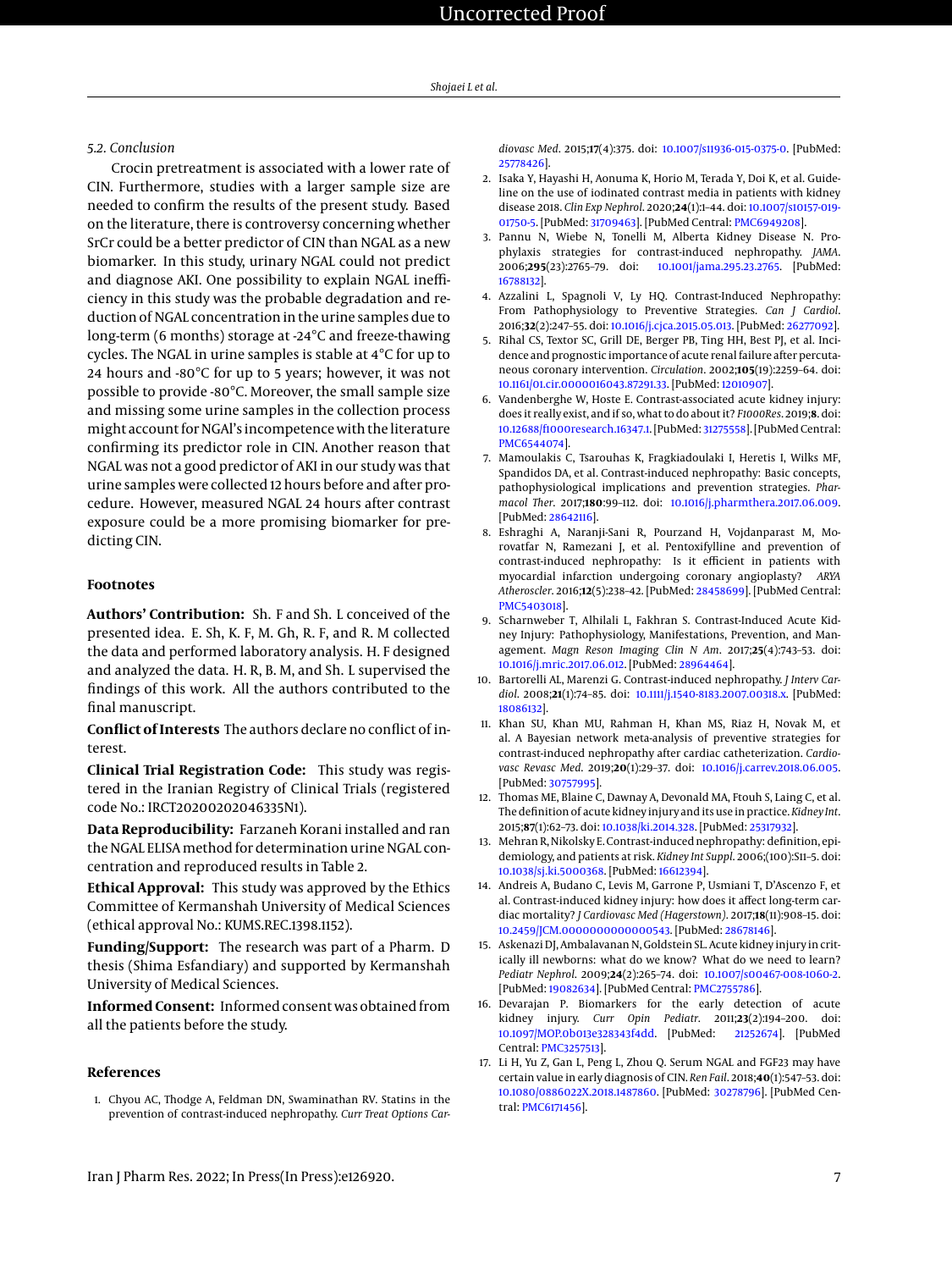### 5.2. Conclusion

Crocin pretreatment is associated with a lower rate of CIN. Furthermore, studies with a larger sample size are needed to confirm the results of the present study. Based on the literature, there is controversy concerning whether SrCr could be a better predictor of CIN than NGAL as a new biomarker. In this study, urinary NGAL could not predict and diagnose AKI. One possibility to explain NGAL inefficiency in this study was the probable degradation and reduction of NGAL concentration in the urine samples due to long-term (6 months) storage at -24°C and freeze-thawing cycles. The NGAL in urine samples is stable at 4°C for up to 24 hours and -80°C for up to 5 years; however, it was not possible to provide -80°C. Moreover, the small sample size and missing some urine samples in the collection process might account for NGAl's incompetence with the literature confirming its predictor role in CIN. Another reason that NGAL was not a good predictor of AKI in our study was that urine samples were collected 12 hours before and after procedure. However, measured NGAL 24 hours after contrast exposure could be a more promising biomarker for predicting CIN.

## Footnotes

**Authors' Contribution:** Sh. F and Sh. L conceived of the presented idea. E. Sh, K. F, M. Gh, R. F, and R. M collected the data and performed laboratory analysis. H. F designed and analyzed the data. H. R, B. M, and Sh. L supervised the findings of this work. All the authors contributed to the final manuscript.

**Conflict of Interests** The authors declare no conflict of interest.

**Clinical Trial Registration Code:** This study was registered in the Iranian Registry of Clinical Trials (registered code No.: IRCT20200202046335N1).

**Data Reproducibility:** Farzaneh Korani installed and ran the NGAL ELISA method for determination urine NGAL concentration and reproduced results in Table 2.

**Ethical Approval:** This study was approved by the Ethics Committee of Kermanshah University of Medical Sciences (ethical approval No.: KUMS.REC.1398.1152).

**Funding/Support:** The research was part of a Pharm. D thesis (Shima Esfandiary) and supported by Kermanshah University of Medical Sciences.

**Informed Consent:** Informed consent was obtained from all the patients before the study.

## References

1. Chyou AC, Thodge A, Feldman DN, Swaminathan RV. Statins in the prevention of contrast-induced nephropathy. *Curr Treat Options Cardiovasc Med*. 2015;**17**(4):375. doi: 10.1007/s11936-015-0375-0. [PubMed: 25778426].
2. Isaka Y, Hayashi H, Aonuma K, Horio M, Terada Y, Doi K, et al. Guideline on the use of iodinated contrast media in patients with kidney disease 2018. *Clin Exp Nephrol*. 2020;**24**(1):1–44. doi: 10.1007/s10157-019-01750-5. [PubMed: 31709463]. [PubMed Central: PMC6949208].
3. Pannu N, Wiebe N, Tonelli M, Alberta Kidney Disease N. Prophylaxis strategies for contrast-induced nephropathy. *JAMA*. 2006;**295**(23):2765–79. doi: 10.1001/jama.295.23.2765. [PubMed: 16788132].
4. Azzalini L, Spagnoli V, Ly HQ. Contrast-Induced Nephropathy: From Pathophysiology to Preventive Strategies. *Can J Cardiol*. 2016;**32**(2):247–55. doi: 10.1016/j.cjca.2015.05.013. [PubMed: 26277092].
5. Rihal CS, Textor SC, Grill DE, Berger PB, Ting HH, Best PJ, et al. Incidence and prognostic importance of acute renal failure after percutaneous coronary intervention. *Circulation*. 2002;**105**(19):2259–64. doi: 10.1161/01.cir.0000016043.87291.33. [PubMed: 12010907].
6. Vandenberghe W, Hoste E. Contrast-associated acute kidney injury: does it really exist, and if so, what to do about it? *F1000Res*. 2019;**8**. doi: 10.12688/f1000research.16347.1. [PubMed: 31275558]. [PubMed Central: PMC6544074].
7. Mamoulakis C, Tsarouhas K, Fragkiadoulaki I, Heretis I, Wilks MF, Spandidos DA, et al. Contrast-induced nephropathy: Basic concepts, pathophysiological implications and prevention strategies. *Pharmacol Ther*. 2017;**180**:99–112. doi: 10.1016/j.pharmthera.2017.06.009. [PubMed: 28642116].
8. Eshraghi A, Naranji-Sani R, Pourzand H, Vojdanparast M, Morovatfar N, Ramezani J, et al. Pentoxifylline and prevention of contrast-induced nephropathy: Is it efficient in patients with myocardial infarction undergoing coronary angioplasty? *ARYA Atheroscler*. 2016;**12**(5):238–42. [PubMed: 28458699]. [PubMed Central: PMC5403018].
9. Scharnweber T, Alhilali L, Fakhran S. Contrast-Induced Acute Kidney Injury: Pathophysiology, Manifestations, Prevention, and Management. *Magn Reson Imaging Clin N Am*. 2017;**25**(4):743–53. doi: 10.1016/j.mric.2017.06.012. [PubMed: 28964464].
10. Bartorelli AL, Marenzi G. Contrast-induced nephropathy. *J Interv Cardiol*. 2008;**21**(1):74–85. doi: 10.1111/j.1540-8183.2007.00318.x. [PubMed: 18086132].
11. Khan SU, Khan MU, Rahman H, Khan MS, Riaz H, Novak M, et al. A Bayesian network meta-analysis of preventive strategies for contrast-induced nephropathy after cardiac catheterization. *Cardiovasc Revasc Med*. 2019;**20**(1):29–37. doi: 10.1016/j.carrev.2018.06.005. [PubMed: 30757995].
12. Thomas ME, Blaine C, Dawnay A, Devonald MA, Ftouh S, Laing C, et al. The definition of acute kidney injury and its use in practice. *Kidney Int*. 2015;**87**(1):62–73. doi: 10.1038/ki.2014.328. [PubMed: 25317932].
13. Mehran R, Nikolsky E. Contrast-induced nephropathy: definition, epidemiology, and patients at risk. *Kidney Int Suppl*. 2006;(100):S11–5. doi: 10.1038/sj.ki.5000368. [PubMed: 16612394].
14. Andreis A, Budano C, Levis M, Garrone P, Usmiani T, D'Ascenzo F, et al. Contrast-induced kidney injury: how does it affect long-term cardiac mortality? *J Cardiovasc Med (Hagerstown)*. 2017;**18**(11):908–15. doi: 10.2459/JCM.0000000000000543. [PubMed: 28678146].
15. Askenazi DJ, Ambalavanan N, Goldstein SL. Acute kidney injury in critically ill newborns: what do we know? What do we need to learn? *Pediatr Nephrol*. 2009;**24**(2):265–74. doi: 10.1007/s00467-008-1060-2. [PubMed: 19082634]. [PubMed Central: PMC2755786].
16. Devarajan P. Biomarkers for the early detection of acute kidney injury. *Curr Opin Pediatr*. 2011;**23**(2):194–200. doi: 10.1097/MOP.0b013e328343f4dd. [PubMed: 21252674]. [PubMed Central: PMC3257513].
17. Li H, Yu Z, Gan L, Peng L, Zhou Q. Serum NGAL and FGF23 may have certain value in early diagnosis of CIN. *Ren Fail*. 2018;**40**(1):547–53. doi: 10.1080/0886022X.2018.1487860. [PubMed: 30278796]. [PubMed Central: PMC6171456].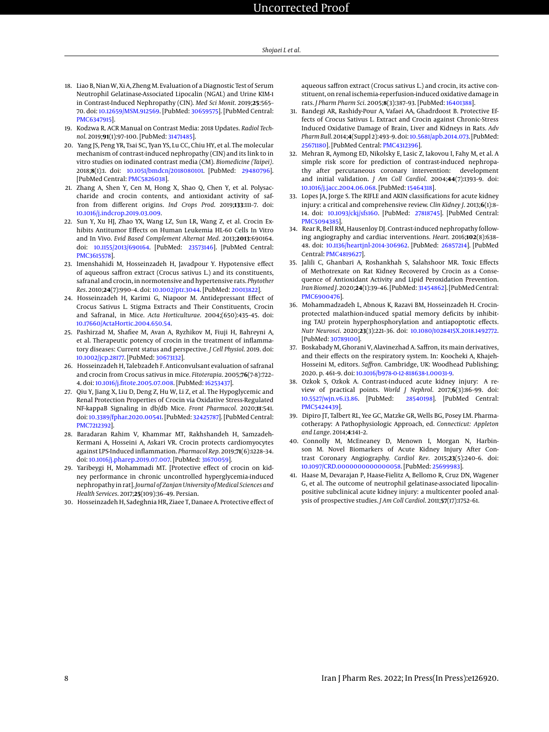18. Liao B, Nian W, Xi A, Zheng M. Evaluation of a Diagnostic Test of Serum Neutrophil Gelatinase-Associated Lipocalin (NGAL) and Urine KIM-1 in Contrast-Induced Nephropathy (CIN). *Med Sci Monit*. 2019;**25**:565–70. doi: 10.12659/MSM.912569. [PubMed: 30659575]. [PubMed Central: PMC6347915].
19. Kodzwa R. ACR Manual on Contrast Media: 2018 Updates. *Radiol Technol*. 2019;**91**(1):97–100. [PubMed: 31471485].
20. Yang JS, Peng YR, Tsai SC, Tyan YS, Lu CC, Chiu HY, et al. The molecular mechanism of contrast-induced nephropathy (CIN) and its link to in vitro studies on iodinated contrast media (CM). *Biomedicine (Taipei)*. 2018;**8**(1):1. doi: 10.1051/bmdcn/2018080101. [PubMed: 29480796]. [PubMed Central: PMC5826038].
21. Zhang A, Shen Y, Cen M, Hong X, Shao Q, Chen Y, et al. Polysaccharide and crocin contents, and antioxidant activity of saffron from different origins. *Ind Crops Prod*. 2019;**133**:111–7. doi: 10.1016/j.indcrop.2019.03.009.
22. Sun Y, Xu HJ, Zhao YX, Wang LZ, Sun LR, Wang Z, et al. Crocin Exhibits Antitumor Effects on Human Leukemia HL-60 Cells In Vitro and In Vivo. *Evid Based Complement Alternat Med*. 2013;**2013**:690164. doi: 10.1155/2013/690164. [PubMed: 23573146]. [PubMed Central: PMC3615578].
23. Imenshahidi M, Hosseinzadeh H, Javadpour Y. Hypotensive effect of aqueous saffron extract (Crocus sativus L.) and its constituents, safranal and crocin, in normotensive and hypertensive rats. *Phytother Res*. 2010;**24**(7):990–4. doi: 10.1002/ptr.3044. [PubMed: 20013822].
24. Hosseinzadeh H, Karimi G, Niapoor M. Antidepressant Effect of Crocus Sativus L. Stigma Extracts and Their Constituents, Crocin and Safranal, in Mice. *Acta Horticulturae*. 2004;(650):435–45. doi: 10.17660/ActaHortic.2004.650.54.
25. Pashirzad M, Shafiee M, Avan A, Ryzhikov M, Fiuji H, Bahreyni A, et al. Therapeutic potency of crocin in the treatment of inflammatory diseases: Current status and perspective. *J Cell Physiol*. 2019. doi: 10.1002/jcp.28177. [PubMed: 30673132].
26. Hosseinzadeh H, Talebzadeh F. Anticonvulsant evaluation of safranal and crocin from Crocus sativus in mice. *Fitoterapia*. 2005;**76**(7-8):722–4. doi: 10.1016/j.fitote.2005.07.008. [PubMed: 16253437].
27. Qiu Y, Jiang X, Liu D, Deng Z, Hu W, Li Z, et al. The Hypoglycemic and Renal Protection Properties of Crocin via Oxidative Stress-Regulated NF-kappaB Signaling in db/db Mice. *Front Pharmacol*. 2020;**11**:541. doi: 10.3389/fphar.2020.00541. [PubMed: 32425787]. [PubMed Central: PMC7212392].
28. Baradaran Rahim V, Khammar MT, Rakhshandeh H, Samzadeh-Kermani A, Hosseini A, Askari VR. Crocin protects cardiomyocytes against LPS-Induced inflammation. *Pharmacol Rep*. 2019;**71**(6):1228–34. doi: 10.1016/j.pharep.2019.07.007. [PubMed: 31670059].
29. Yaribeygi H, Mohammadi MT. [Protective effect of crocin on kidney performance in chronic uncontrolled hyperglycemia-induced nephropathy in rat]. *Journal of Zanjan University of Medical Sciences and Health Services*. 2017;**25**(109):36–49. Persian.
30. Hosseinzadeh H, Sadeghnia HR, Ziaee T, Danaee A. Protective effect of aqueous saffron extract (Crocus sativus L.) and crocin, its active constituent, on renal ischemia-reperfusion-induced oxidative damage in rats. *J Pharm Pharm Sci*. 2005;**8**(3):387–93. [PubMed: 16401388].
31. Bandegi AR, Rashidy-Pour A, Vafaei AA, Ghadrdoost B. Protective Effects of Crocus Sativus L. Extract and Crocin against Chronic-Stress Induced Oxidative Damage of Brain, Liver and Kidneys in Rats. *Adv Pharm Bull*. 2014;**4**(Suppl 2):493–9. doi: 10.5681/apb.2014.073. [PubMed: 25671180]. [PubMed Central: PMC4312396].
32. Mehran R, Aymong ED, Nikolsky E, Lasic Z, Iakovou I, Fahy M, et al. A simple risk score for prediction of contrast-induced nephropathy after percutaneous coronary intervention: development and initial validation. *J Am Coll Cardiol*. 2004;**44**(7):1393–9. doi: 10.1016/j.jacc.2004.06.068. [PubMed: 15464318].
33. Lopes JA, Jorge S. The RIFLE and AKIN classifications for acute kidney injury: a critical and comprehensive review. *Clin Kidney J*. 2013;**6**(1):8–14. doi: 10.1093/ckj/sfs160. [PubMed: 27818745]. [PubMed Central: PMC5094385].
34. Rear R, Bell RM, Hausenloy DJ. Contrast-induced nephropathy following angiography and cardiac interventions. *Heart*. 2016;**102**(8):638–48. doi: 10.1136/heartjnl-2014-306962. [PubMed: 26857214]. [PubMed Central: PMC4819627].
35. Jalili C, Ghanbari A, Roshankhah S, Salahshoor MR. Toxic Effects of Methotrexate on Rat Kidney Recovered by Crocin as a Consequence of Antioxidant Activity and Lipid Peroxidation Prevention. *Iran Biomed J*. 2020;**24**(1):39–46. [PubMed: 31454862]. [PubMed Central: PMC6900476].
36. Mohammadzadeh L, Abnous K, Razavi BM, Hosseinzadeh H. Crocin-protected malathion-induced spatial memory deficits by inhibiting TAU protein hyperphosphorylation and antiapoptotic effects. *Nutr Neurosci*. 2020;**23**(3):221–36. doi: 10.1080/1028415X.2018.1492772. [PubMed: 30789100].
37. Boskabady M, Ghorani V, Alavinezhad A. Saffron, its main derivatives, and their effects on the respiratory system. In: Koocheki A, Khajeh-Hosseini M, editors. *Saffron*. Cambridge, UK: Woodhead Publishing; 2020. p. 461–9. doi: 10.1016/b978-0-12-818638-1.00031-9.
38. Ozkok S, Ozkok A. Contrast-induced acute kidney injury: A review of practical points. *World J Nephrol*. 2017;**6**(3):86–99. doi: 10.5527/wjn.v6.i3.86. [PubMed: 28540198]. [PubMed Central: PMC5424439].
39. Dipiro JT, Talbert RL, Yee GC, Matzke GR, Wells BG, Posey LM. Pharmacotherapy: A Pathophysiologic Approach, ed. *Connecticut: Appleton and Lange*. 2014;**4**:141–2.
40. Connolly M, McEneaney D, Menown I, Morgan N, Harbinson M. Novel Biomarkers of Acute Kidney Injury After Contrast Coronary Angiography. *Cardiol Rev*. 2015;**23**(5):240–6. doi: 10.1097/CRD.0000000000000058. [PubMed: 25699983].
41. Haase M, Devarajan P, Haase-Fielitz A, Bellomo R, Cruz DN, Wagener G, et al. The outcome of neutrophil gelatinase-associated lipocalin-positive subclinical acute kidney injury: a multicenter pooled analysis of prospective studies. *J Am Coll Cardiol*. 2011;**57**(17):1752–61.